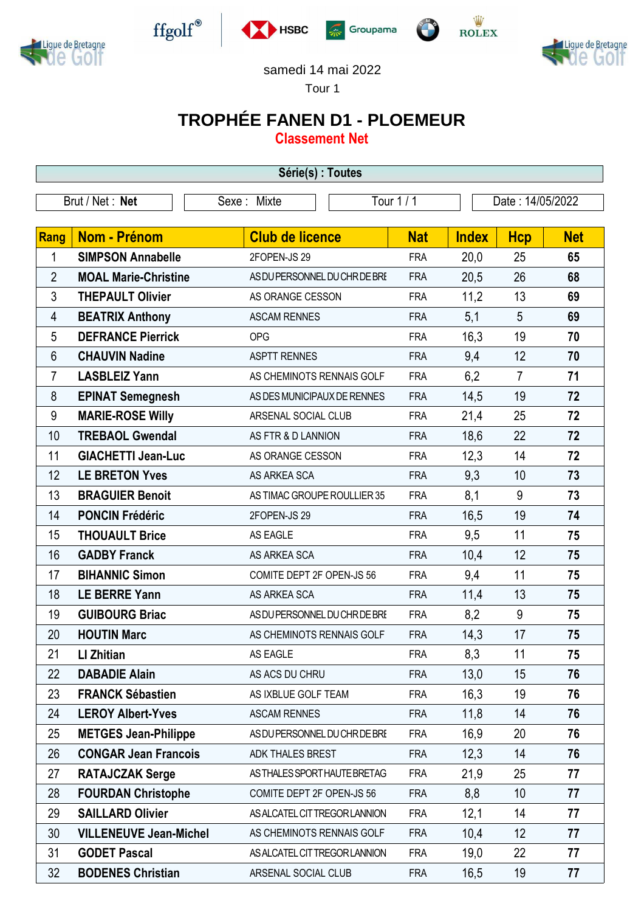samedi 14 mai 2022

Tour 1

# TROPHÉE FANEN D1 - PLOEMEUR

## Classement Net

**Série(s) : Toutes**

| Brut / Net : **Net** | Sexe : Mixte | Tour 1 / 1 | Date : 14/05/2022 |
|---|---|---|---|

| Rang | Nom - Prénom | Club de licence | Nat | Index | Hcp | Net |
|---|---|---|---|---|---|---|
| 1 | **SIMPSON Annabelle** | 2FOPEN-JS 29 | FRA | 20,0 | 25 | **65** |
| 2 | **MOAL Marie-Christine** | AS DU PERSONNEL DU CHR DE BRE | FRA | 20,5 | 26 | **68** |
| 3 | **THEPAULT Olivier** | AS ORANGE CESSON | FRA | 11,2 | 13 | **69** |
| 4 | **BEATRIX Anthony** | ASCAM RENNES | FRA | 5,1 | 5 | **69** |
| 5 | **DEFRANCE Pierrick** | OPG | FRA | 16,3 | 19 | **70** |
| 6 | **CHAUVIN Nadine** | ASPTT RENNES | FRA | 9,4 | 12 | **70** |
| 7 | **LASBLEIZ Yann** | AS CHEMINOTS RENNAIS GOLF | FRA | 6,2 | 7 | **71** |
| 8 | **EPINAT Semegnesh** | AS DES MUNICIPAUX DE RENNES | FRA | 14,5 | 19 | **72** |
| 9 | **MARIE-ROSE Willy** | ARSENAL SOCIAL CLUB | FRA | 21,4 | 25 | **72** |
| 10 | **TREBAOL Gwendal** | AS FTR & D LANNION | FRA | 18,6 | 22 | **72** |
| 11 | **GIACHETTI Jean-Luc** | AS ORANGE CESSON | FRA | 12,3 | 14 | **72** |
| 12 | **LE BRETON Yves** | AS ARKEA SCA | FRA | 9,3 | 10 | **73** |
| 13 | **BRAGUIER Benoit** | AS TIMAC GROUPE ROULLIER 35 | FRA | 8,1 | 9 | **73** |
| 14 | **PONCIN Frédéric** | 2FOPEN-JS 29 | FRA | 16,5 | 19 | **74** |
| 15 | **THOUAULT Brice** | AS EAGLE | FRA | 9,5 | 11 | **75** |
| 16 | **GADBY Franck** | AS ARKEA SCA | FRA | 10,4 | 12 | **75** |
| 17 | **BIHANNIC Simon** | COMITE DEPT 2F OPEN-JS 56 | FRA | 9,4 | 11 | **75** |
| 18 | **LE BERRE Yann** | AS ARKEA SCA | FRA | 11,4 | 13 | **75** |
| 19 | **GUIBOURG Briac** | AS DU PERSONNEL DU CHR DE BRE | FRA | 8,2 | 9 | **75** |
| 20 | **HOUTIN Marc** | AS CHEMINOTS RENNAIS GOLF | FRA | 14,3 | 17 | **75** |
| 21 | **LI Zhitian** | AS EAGLE | FRA | 8,3 | 11 | **75** |
| 22 | **DABADIE Alain** | AS ACS DU CHRU | FRA | 13,0 | 15 | **76** |
| 23 | **FRANCK Sébastien** | AS IXBLUE GOLF TEAM | FRA | 16,3 | 19 | **76** |
| 24 | **LEROY Albert-Yves** | ASCAM RENNES | FRA | 11,8 | 14 | **76** |
| 25 | **METGES Jean-Philippe** | AS DU PERSONNEL DU CHR DE BRE | FRA | 16,9 | 20 | **76** |
| 26 | **CONGAR Jean Francois** | ADK THALES BREST | FRA | 12,3 | 14 | **76** |
| 27 | **RATAJCZAK Serge** | AS THALES SPORT HAUTE BRETAG | FRA | 21,9 | 25 | **77** |
| 28 | **FOURDAN Christophe** | COMITE DEPT 2F OPEN-JS 56 | FRA | 8,8 | 10 | **77** |
| 29 | **SAILLARD Olivier** | AS ALCATEL CIT TREGOR LANNION | FRA | 12,1 | 14 | **77** |
| 30 | **VILLENEUVE Jean-Michel** | AS CHEMINOTS RENNAIS GOLF | FRA | 10,4 | 12 | **77** |
| 31 | **GODET Pascal** | AS ALCATEL CIT TREGOR LANNION | FRA | 19,0 | 22 | **77** |
| 32 | **BODENES Christian** | ARSENAL SOCIAL CLUB | FRA | 16,5 | 19 | **77** |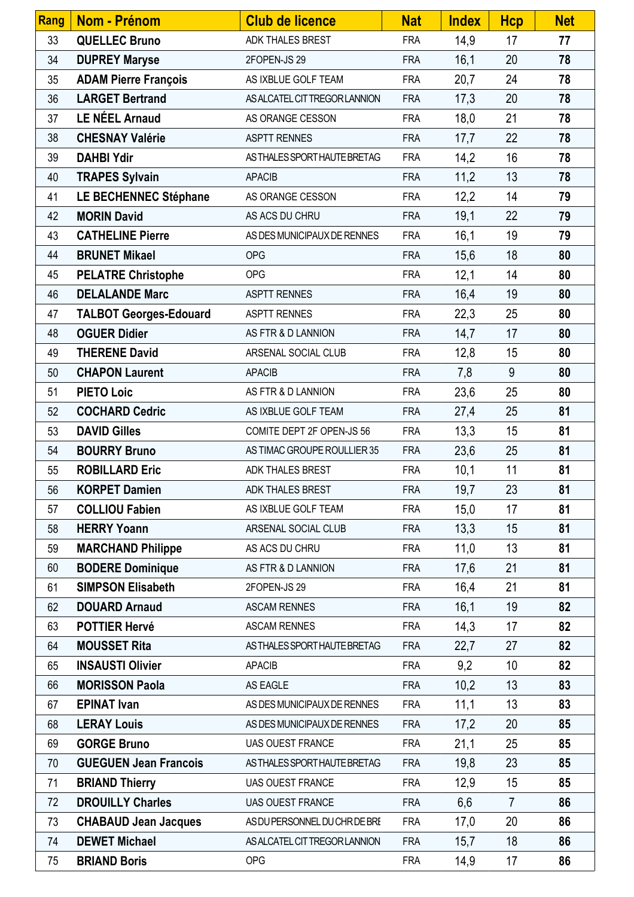| Rang | Nom - Prénom | Club de licence | Nat | Index | Hcp | Net |
|---|---|---|---|---|---|---|
| 33 | **QUELLEC Bruno** | ADK THALES BREST | FRA | 14,9 | 17 | **77** |
| 34 | **DUPREY Maryse** | 2FOPEN-JS 29 | FRA | 16,1 | 20 | **78** |
| 35 | **ADAM Pierre François** | AS IXBLUE GOLF TEAM | FRA | 20,7 | 24 | **78** |
| 36 | **LARGET Bertrand** | AS ALCATEL CIT TREGOR LANNION | FRA | 17,3 | 20 | **78** |
| 37 | **LE NÉEL Arnaud** | AS ORANGE CESSON | FRA | 18,0 | 21 | **78** |
| 38 | **CHESNAY Valérie** | ASPTT RENNES | FRA | 17,7 | 22 | **78** |
| 39 | **DAHBI Ydir** | AS THALES SPORT HAUTE BRETAG | FRA | 14,2 | 16 | **78** |
| 40 | **TRAPES Sylvain** | APACIB | FRA | 11,2 | 13 | **78** |
| 41 | **LE BECHENNEC Stéphane** | AS ORANGE CESSON | FRA | 12,2 | 14 | **79** |
| 42 | **MORIN David** | AS ACS DU CHRU | FRA | 19,1 | 22 | **79** |
| 43 | **CATHELINE Pierre** | AS DES MUNICIPAUX DE RENNES | FRA | 16,1 | 19 | **79** |
| 44 | **BRUNET Mikael** | OPG | FRA | 15,6 | 18 | **80** |
| 45 | **PELATRE Christophe** | OPG | FRA | 12,1 | 14 | **80** |
| 46 | **DELALANDE Marc** | ASPTT RENNES | FRA | 16,4 | 19 | **80** |
| 47 | **TALBOT Georges-Edouard** | ASPTT RENNES | FRA | 22,3 | 25 | **80** |
| 48 | **OGUER Didier** | AS FTR & D LANNION | FRA | 14,7 | 17 | **80** |
| 49 | **THERENE David** | ARSENAL SOCIAL CLUB | FRA | 12,8 | 15 | **80** |
| 50 | **CHAPON Laurent** | APACIB | FRA | 7,8 | 9 | **80** |
| 51 | **PIETO Loic** | AS FTR & D LANNION | FRA | 23,6 | 25 | **80** |
| 52 | **COCHARD Cedric** | AS IXBLUE GOLF TEAM | FRA | 27,4 | 25 | **81** |
| 53 | **DAVID Gilles** | COMITE DEPT 2F OPEN-JS 56 | FRA | 13,3 | 15 | **81** |
| 54 | **BOURRY Bruno** | AS TIMAC GROUPE ROULLIER 35 | FRA | 23,6 | 25 | **81** |
| 55 | **ROBILLARD Eric** | ADK THALES BREST | FRA | 10,1 | 11 | **81** |
| 56 | **KORPET Damien** | ADK THALES BREST | FRA | 19,7 | 23 | **81** |
| 57 | **COLLIOU Fabien** | AS IXBLUE GOLF TEAM | FRA | 15,0 | 17 | **81** |
| 58 | **HERRY Yoann** | ARSENAL SOCIAL CLUB | FRA | 13,3 | 15 | **81** |
| 59 | **MARCHAND Philippe** | AS ACS DU CHRU | FRA | 11,0 | 13 | **81** |
| 60 | **BODERE Dominique** | AS FTR & D LANNION | FRA | 17,6 | 21 | **81** |
| 61 | **SIMPSON Elisabeth** | 2FOPEN-JS 29 | FRA | 16,4 | 21 | **81** |
| 62 | **DOUARD Arnaud** | ASCAM RENNES | FRA | 16,1 | 19 | **82** |
| 63 | **POTTIER Hervé** | ASCAM RENNES | FRA | 14,3 | 17 | **82** |
| 64 | **MOUSSET Rita** | AS THALES SPORT HAUTE BRETAG | FRA | 22,7 | 27 | **82** |
| 65 | **INSAUSTI Olivier** | APACIB | FRA | 9,2 | 10 | **82** |
| 66 | **MORISSON Paola** | AS EAGLE | FRA | 10,2 | 13 | **83** |
| 67 | **EPINAT Ivan** | AS DES MUNICIPAUX DE RENNES | FRA | 11,1 | 13 | **83** |
| 68 | **LERAY Louis** | AS DES MUNICIPAUX DE RENNES | FRA | 17,2 | 20 | **85** |
| 69 | **GORGE Bruno** | UAS OUEST FRANCE | FRA | 21,1 | 25 | **85** |
| 70 | **GUEGUEN Jean Francois** | AS THALES SPORT HAUTE BRETAG | FRA | 19,8 | 23 | **85** |
| 71 | **BRIAND Thierry** | UAS OUEST FRANCE | FRA | 12,9 | 15 | **85** |
| 72 | **DROUILLY Charles** | UAS OUEST FRANCE | FRA | 6,6 | 7 | **86** |
| 73 | **CHABAUD Jean Jacques** | AS DU PERSONNEL DU CHR DE BRE | FRA | 17,0 | 20 | **86** |
| 74 | **DEWET Michael** | AS ALCATEL CIT TREGOR LANNION | FRA | 15,7 | 18 | **86** |
| 75 | **BRIAND Boris** | OPG | FRA | 14,9 | 17 | **86** |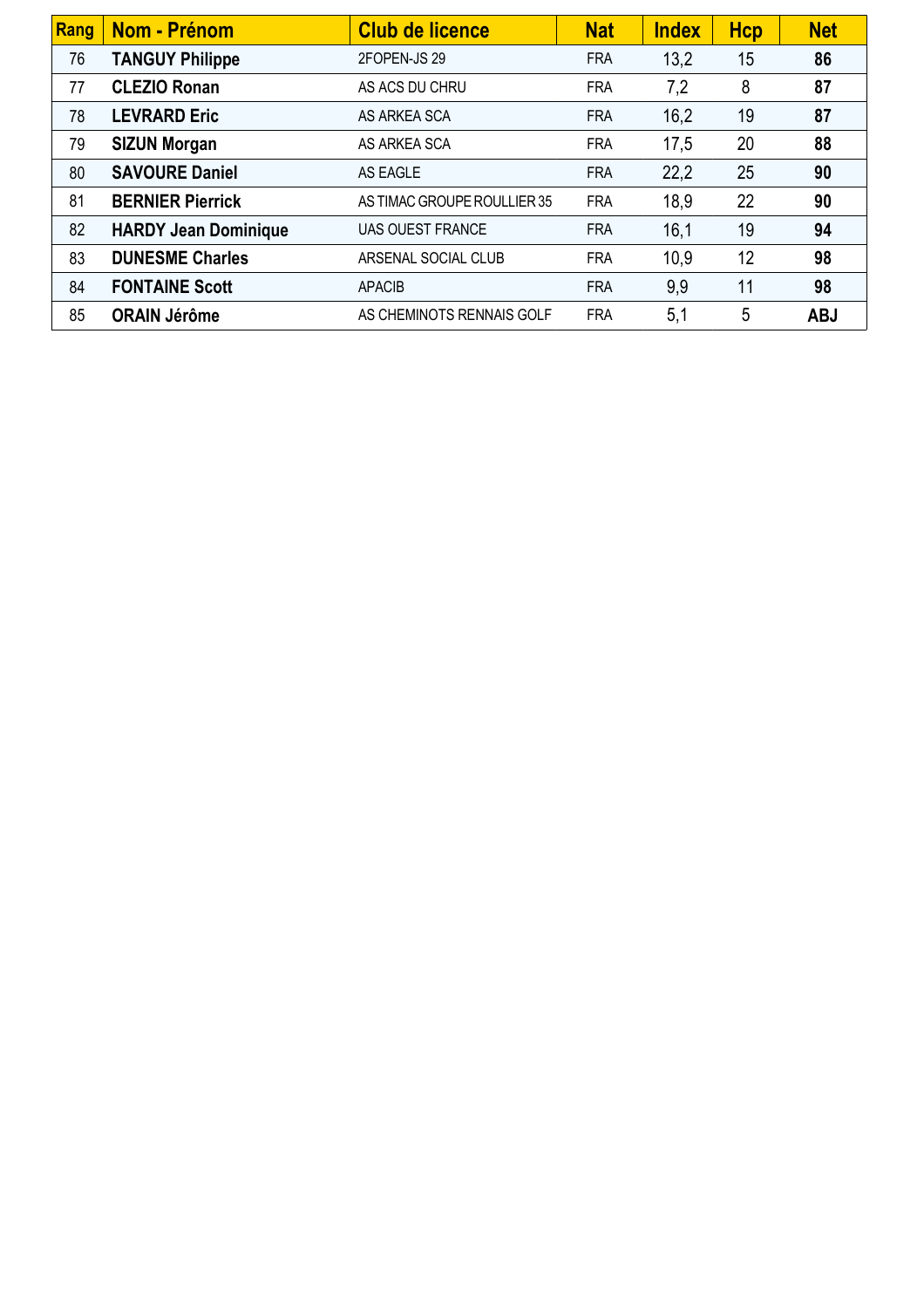| Rang | Nom - Prénom | Club de licence | Nat | Index | Hcp | Net |
|---|---|---|---|---|---|---|
| 76 | **TANGUY Philippe** | 2FOPEN-JS 29 | FRA | 13,2 | 15 | **86** |
| 77 | **CLEZIO Ronan** | AS ACS DU CHRU | FRA | 7,2 | 8 | **87** |
| 78 | **LEVRARD Eric** | AS ARKEA SCA | FRA | 16,2 | 19 | **87** |
| 79 | **SIZUN Morgan** | AS ARKEA SCA | FRA | 17,5 | 20 | **88** |
| 80 | **SAVOURE Daniel** | AS EAGLE | FRA | 22,2 | 25 | **90** |
| 81 | **BERNIER Pierrick** | AS TIMAC GROUPE ROULLIER 35 | FRA | 18,9 | 22 | **90** |
| 82 | **HARDY Jean Dominique** | UAS OUEST FRANCE | FRA | 16,1 | 19 | **94** |
| 83 | **DUNESME Charles** | ARSENAL SOCIAL CLUB | FRA | 10,9 | 12 | **98** |
| 84 | **FONTAINE Scott** | APACIB | FRA | 9,9 | 11 | **98** |
| 85 | **ORAIN Jérôme** | AS CHEMINOTS RENNAIS GOLF | FRA | 5,1 | 5 | **ABJ** |